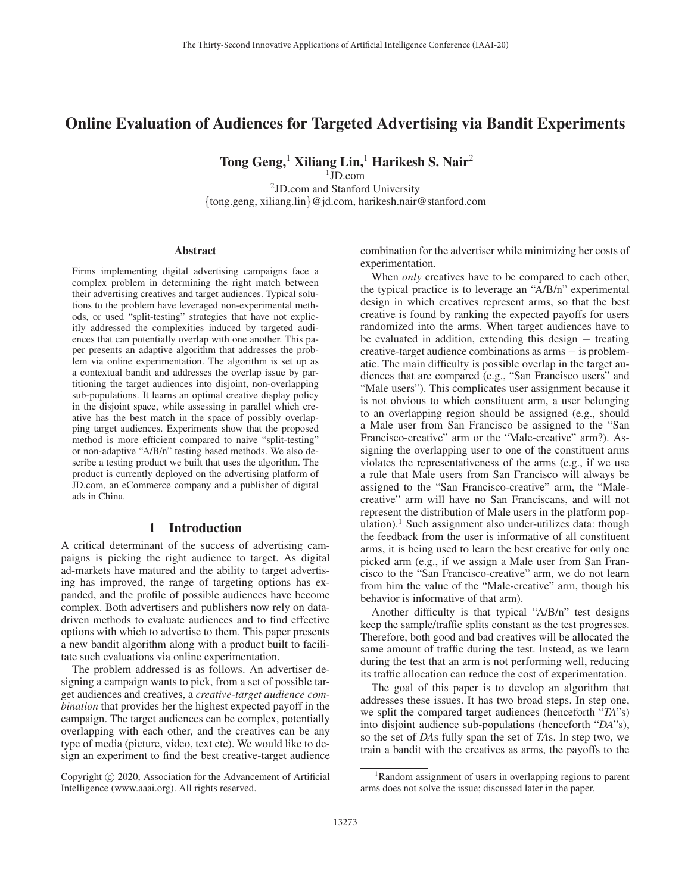# Online Evaluation of Audiences for Targeted Advertising via Bandit Experiments

**Tong Geng,[1] Xiliang Lin,[1] Harikesh S. Nair[2]**

[1]JD.com
[2]JD.com and Stanford University
{tong.geng, xiliang.lin}@jd.com, harikesh.nair@stanford.com

## Abstract

Firms implementing digital advertising campaigns face a complex problem in determining the right match between their advertising creatives and target audiences. Typical solutions to the problem have leveraged non-experimental methods, or used "split-testing" strategies that have not explicitly addressed the complexities induced by targeted audiences that can potentially overlap with one another. This paper presents an adaptive algorithm that addresses the problem via online experimentation. The algorithm is set up as a contextual bandit and addresses the overlap issue by partitioning the target audiences into disjoint, non-overlapping sub-populations. It learns an optimal creative display policy in the disjoint space, while assessing in parallel which creative has the best match in the space of possibly overlapping target audiences. Experiments show that the proposed method is more efficient compared to naive "split-testing" or non-adaptive "A/B/n" testing based methods. We also describe a testing product we built that uses the algorithm. The product is currently deployed on the advertising platform of JD.com, an eCommerce company and a publisher of digital ads in China.

## 1 Introduction

A critical determinant of the success of advertising campaigns is picking the right audience to target. As digital ad-markets have matured and the ability to target advertising has improved, the range of targeting options has expanded, and the profile of possible audiences have become complex. Both advertisers and publishers now rely on data-driven methods to evaluate audiences and to find effective options with which to advertise to them. This paper presents a new bandit algorithm along with a product built to facilitate such evaluations via online experimentation.

The problem addressed is as follows. An advertiser designing a campaign wants to pick, from a set of possible target audiences and creatives, a *creative-target audience combination* that provides her the highest expected payoff in the campaign. The target audiences can be complex, potentially overlapping with each other, and the creatives can be any type of media (picture, video, text etc). We would like to design an experiment to find the best creative-target audience combination for the advertiser while minimizing her costs of experimentation.

When *only* creatives have to be compared to each other, the typical practice is to leverage an "A/B/n" experimental design in which creatives represent arms, so that the best creative is found by ranking the expected payoffs for users randomized into the arms. When target audiences have to be evaluated in addition, extending this design − treating creative-target audience combinations as arms − is problematic. The main difficulty is possible overlap in the target audiences that are compared (e.g., "San Francisco users" and "Male users"). This complicates user assignment because it is not obvious to which constituent arm, a user belonging to an overlapping region should be assigned (e.g., should a Male user from San Francisco be assigned to the "San Francisco-creative" arm or the "Male-creative" arm?). Assigning the overlapping user to one of the constituent arms violates the representativeness of the arms (e.g., if we use a rule that Male users from San Francisco will always be assigned to the "San Francisco-creative" arm, the "Male-creative" arm will have no San Franciscans, and will not represent the distribution of Male users in the platform population).[1] Such assignment also under-utilizes data: though the feedback from the user is informative of all constituent arms, it is being used to learn the best creative for only one picked arm (e.g., if we assign a Male user from San Francisco to the "San Francisco-creative" arm, we do not learn from him the value of the "Male-creative" arm, though his behavior is informative of that arm).

Another difficulty is that typical "A/B/n" test designs keep the sample/traffic splits constant as the test progresses. Therefore, both good and bad creatives will be allocated the same amount of traffic during the test. Instead, as we learn during the test that an arm is not performing well, reducing its traffic allocation can reduce the cost of experimentation.

The goal of this paper is to develop an algorithm that addresses these issues. It has two broad steps. In step one, we split the compared target audiences (henceforth "*TA*"s) into disjoint audience sub-populations (henceforth "*DA*"s), so the set of *DA*s fully span the set of *TA*s. In step two, we train a bandit with the creatives as arms, the payoffs to the

[1]Random assignment of users in overlapping regions to parent arms does not solve the issue; discussed later in the paper.

Copyright © 2020, Association for the Advancement of Artificial Intelligence (www.aaai.org). All rights reserved.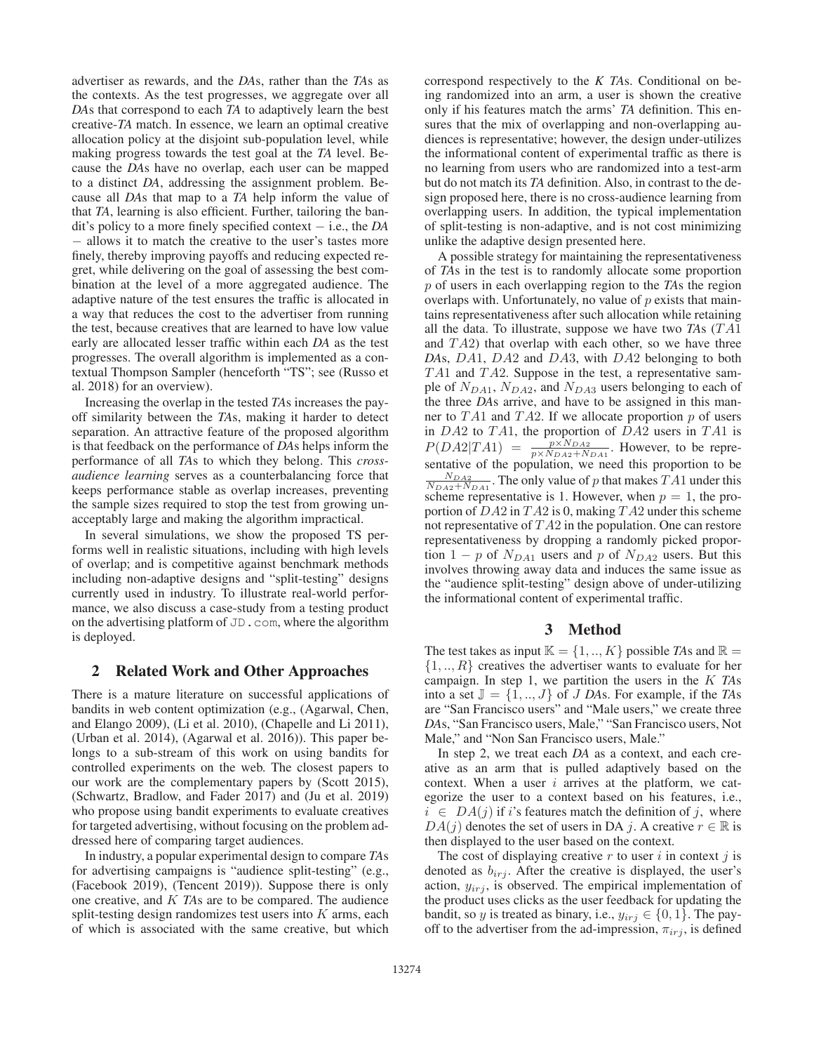advertiser as rewards, and the *DA*s, rather than the *TA*s as the contexts. As the test progresses, we aggregate over all *DA*s that correspond to each *TA* to adaptively learn the best creative-*TA* match. In essence, we learn an optimal creative allocation policy at the disjoint sub-population level, while making progress towards the test goal at the *TA* level. Because the *DA*s have no overlap, each user can be mapped to a distinct *DA*, addressing the assignment problem. Because all *DA*s that map to a *TA* help inform the value of that *TA*, learning is also efficient. Further, tailoring the bandit's policy to a more finely specified context − i.e., the *DA* − allows it to match the creative to the user's tastes more finely, thereby improving payoffs and reducing expected regret, while delivering on the goal of assessing the best combination at the level of a more aggregated audience. The adaptive nature of the test ensures the traffic is allocated in a way that reduces the cost to the advertiser from running the test, because creatives that are learned to have low value early are allocated lesser traffic within each *DA* as the test progresses. The overall algorithm is implemented as a contextual Thompson Sampler (henceforth "TS"; see (Russo et al. 2018) for an overview).

Increasing the overlap in the tested *TA*s increases the payoff similarity between the *TA*s, making it harder to detect separation. An attractive feature of the proposed algorithm is that feedback on the performance of *DA*s helps inform the performance of all *TA*s to which they belong. This *cross-audience learning* serves as a counterbalancing force that keeps performance stable as overlap increases, preventing the sample sizes required to stop the test from growing unacceptably large and making the algorithm impractical.

In several simulations, we show the proposed TS performs well in realistic situations, including with high levels of overlap; and is competitive against benchmark methods including non-adaptive designs and "split-testing" designs currently used in industry. To illustrate real-world performance, we also discuss a case-study from a testing product on the advertising platform of `JD.com`, where the algorithm is deployed.

## 2 Related Work and Other Approaches

There is a mature literature on successful applications of bandits in web content optimization (e.g., (Agarwal, Chen, and Elango 2009), (Li et al. 2010), (Chapelle and Li 2011), (Urban et al. 2014), (Agarwal et al. 2016)). This paper belongs to a sub-stream of this work on using bandits for controlled experiments on the web. The closest papers to our work are the complementary papers by (Scott 2015), (Schwartz, Bradlow, and Fader 2017) and (Ju et al. 2019) who propose using bandit experiments to evaluate creatives for targeted advertising, without focusing on the problem addressed here of comparing target audiences.

In industry, a popular experimental design to compare *TA*s for advertising campaigns is "audience split-testing" (e.g., (Facebook 2019), (Tencent 2019)). Suppose there is only one creative, and $K$ *TA*s are to be compared. The audience split-testing design randomizes test users into $K$ arms, each of which is associated with the same creative, but which correspond respectively to the $K$ *TA*s. Conditional on being randomized into an arm, a user is shown the creative only if his features match the arms' *TA* definition. This ensures that the mix of overlapping and non-overlapping audiences is representative; however, the design under-utilizes the informational content of experimental traffic as there is no learning from users who are randomized into a test-arm but do not match its *TA* definition. Also, in contrast to the design proposed here, there is no cross-audience learning from overlapping users. In addition, the typical implementation of split-testing is non-adaptive, and is not cost minimizing unlike the adaptive design presented here.

A possible strategy for maintaining the representativeness of *TA*s in the test is to randomly allocate some proportion $p$ of users in each overlapping region to the *TA*s the region overlaps with. Unfortunately, no value of $p$ exists that maintains representativeness after such allocation while retaining all the data. To illustrate, suppose we have two *TA*s ($TA1$ and $TA2$) that overlap with each other, so we have three *DA*s, $DA1$, $DA2$ and $DA3$, with $DA2$ belonging to both $TA1$ and $TA2$. Suppose in the test, a representative sample of $N_{DA1}$, $N_{DA2}$, and $N_{DA3}$ users belonging to each of the three *DA*s arrive, and have to be assigned in this manner to $TA1$ and $TA2$. If we allocate proportion $p$ of users in $DA2$ to $TA1$, the proportion of $DA2$ users in $TA1$ is $P(DA2|TA1) = \frac{p \times N_{DA2}}{p \times N_{DA2} + N_{DA1}}$. However, to be representative of the population, we need this proportion to be $\frac{N_{DA2}}{N_{DA2}+N_{DA1}}$. The only value of $p$ that makes $TA1$ under this scheme representative is 1. However, when $p = 1$, the proportion of $DA2$ in $TA2$ is 0, making $TA2$ under this scheme not representative of $TA2$ in the population. One can restore representativeness by dropping a randomly picked proportion $1 - p$ of $N_{DA1}$ users and $p$ of $N_{DA2}$ users. But this involves throwing away data and induces the same issue as the "audience split-testing" design above of under-utilizing the informational content of experimental traffic.

## 3 Method

The test takes as input $\mathbb{K} = \{1, .., K\}$ possible *TA*s and $\mathbb{R} = \{1, .., R\}$ creatives the advertiser wants to evaluate for her campaign. In step 1, we partition the users in the $K$ *TA*s into a set $\mathbb{J} = \{1, .., J\}$ of $J$ *DA*s. For example, if the *TA*s are "San Francisco users" and "Male users," we create three *DA*s, "San Francisco users, Male," "San Francisco users, Not Male," and "Non San Francisco users, Male."

In step 2, we treat each *DA* as a context, and each creative as an arm that is pulled adaptively based on the context. When a user $i$ arrives at the platform, we categorize the user to a context based on his features, i.e., $i \in DA(j)$ if $i$'s features match the definition of $j$, where $DA(j)$ denotes the set of users in DA $j$. A creative $r \in \mathbb{R}$ is then displayed to the user based on the context.

The cost of displaying creative $r$ to user $i$ in context $j$ is denoted as $b_{irj}$. After the creative is displayed, the user's action, $y_{irj}$, is observed. The empirical implementation of the product uses clicks as the user feedback for updating the bandit, so $y$ is treated as binary, i.e., $y_{irj} \in \{0, 1\}$. The payoff to the advertiser from the ad-impression, $\pi_{irj}$, is defined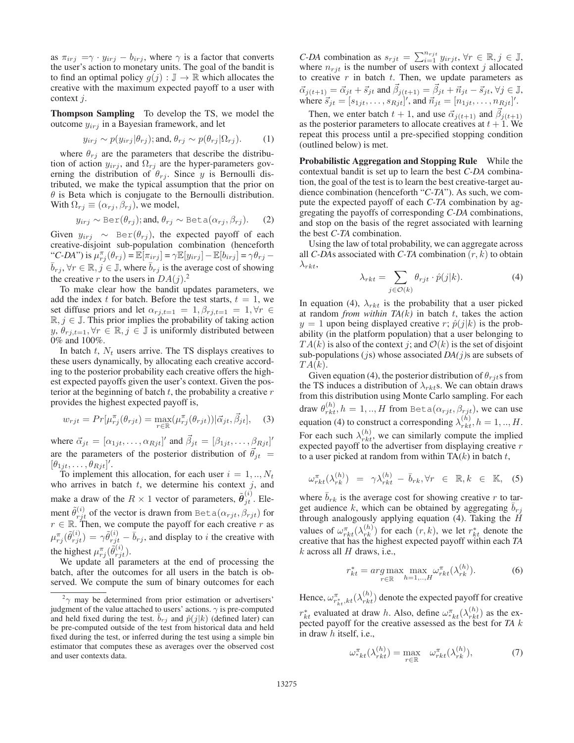as $\pi_{irj} = \gamma \cdot y_{irj} - b_{irj}$, where $\gamma$ is a factor that converts the user's action to monetary units. The goal of the bandit is to find an optimal policy $g(j) : \mathbb{J} \rightarrow \mathbb{R}$ which allocates the creative with the maximum expected payoff to a user with context $j$.

**Thompson Sampling** To develop the TS, we model the outcome $y_{irj}$ in a Bayesian framework, and let

$$y_{irj} \sim p(y_{irj}|\theta_{rj}); \text{and}, \ \theta_{rj} \sim p(\theta_{rj}|\Omega_{rj}). \tag{1}$$

where $\theta_{rj}$ are the parameters that describe the distribution of action $y_{irj}$, and $\Omega_{rj}$ are the hyper-parameters governing the distribution of $\theta_{rj}$. Since $y$ is Bernoulli distributed, we make the typical assumption that the prior on $\theta$ is Beta which is conjugate to the Bernoulli distribution. With $\Omega_{rj} \equiv (\alpha_{rj}, \beta_{rj})$, we model,

$$y_{irj} \sim \texttt{Ber}(\theta_{rj}); \text{and}, \ \theta_{rj} \sim \texttt{Beta}(\alpha_{rj}, \beta_{rj}). \tag{2}$$

Given $y_{irj} \sim \texttt{Ber}(\theta_{rj})$, the expected payoff of each creative-disjoint sub-population combination (henceforth "*C-DA*") is $\mu^{\pi}_{rj}(\theta_{rj}) = \mathbb{E}[\pi_{irj}] = \gamma\mathbb{E}[y_{irj}] - \mathbb{E}[b_{irj}] = \gamma\theta_{rj} - \bar{b}_{rj}, \forall r \in \mathbb{R}, j \in \mathbb{J}$, where $\bar{b}_{rj}$ is the average cost of showing the creative $r$ to the users in $DA(j)$.[2]

To make clear how the bandit updates parameters, we add the index $t$ for batch. Before the test starts, $t = 1$, we set diffuse priors and let $\alpha_{rj,t=1} = 1, \beta_{rj,t=1} = 1, \forall r \in \mathbb{R}, j \in \mathbb{J}$. This prior implies the probability of taking action $y$, $\theta_{rj,t=1}, \forall r \in \mathbb{R}, j \in \mathbb{J}$ is uniformly distributed between 0% and 100%.

In batch $t$, $N_t$ users arrive. The TS displays creatives to these users dynamically, by allocating each creative according to the posterior probability each creative offers the highest expected payoffs given the user's context. Given the posterior at the beginning of batch $t$, the probability a creative $r$ provides the highest expected payoff is,

$$w_{rjt} = Pr[\mu^{\pi}_{rj}(\theta_{rjt}) = \max_{r \in \mathbb{R}}(\mu^{\pi}_{rj}(\theta_{rjt}))|\vec{\alpha}_{jt}, \vec{\beta}_{jt}], \tag{3}$$

where $\vec{\alpha}_{jt} = [\alpha_{1jt}, \ldots, \alpha_{Rjt}]'$ and $\vec{\beta}_{jt} = [\beta_{1jt}, \ldots, \beta_{Rjt}]'$ are the parameters of the posterior distribution of $\vec{\theta}_{jt} = [\theta_{1jt}, \ldots, \theta_{Rjt}]'$.

To implement this allocation, for each user $i = 1, .., N_t$ who arrives in batch $t$, we determine his context $j$, and make a draw of the $R \times 1$ vector of parameters, $\tilde{\boldsymbol{\theta}}^{(i)}_{jt}$. Element $\tilde{\theta}^{(i)}_{rjt}$ of the vector is drawn from $\texttt{Beta}(\alpha_{rjt}, \beta_{rjt})$ for $r \in \mathbb{R}$. Then, we compute the payoff for each creative $r$ as $\mu^{\pi}_{rj}(\tilde{\theta}^{(i)}_{rjt}) = \gamma\tilde{\theta}^{(i)}_{rjt} - \bar{b}_{rj}$, and display to $i$ the creative with the highest $\mu^{\pi}_{rj}(\tilde{\theta}^{(i)}_{rjt})$.

We update all parameters at the end of processing the batch, after the outcomes for all users in the batch is observed. We compute the sum of binary outcomes for each *C-DA* combination as $s_{rjt} = \sum_{i=1}^{n_{rjt}} y_{irjt}, \forall r \in \mathbb{R}, j \in \mathbb{J}$, where $n_{rjt}$ is the number of users with context $j$ allocated to creative $r$ in batch $t$. Then, we update parameters as $\vec{\alpha}_{j(t+1)} = \vec{\alpha}_{jt} + \vec{s}_{jt}$ and $\vec{\beta}_{j(t+1)} = \vec{\beta}_{jt} + \vec{n}_{jt} - \vec{s}_{jt}, \forall j \in \mathbb{J}$, where $\vec{s}_{jt} = [s_{1jt}, \ldots, s_{Rjt}]'$, and $\vec{n}_{jt} = [n_{1jt}, \ldots, n_{Rjt}]'$.

Then, we enter batch $t + 1$, and use $\vec{\alpha}_{j(t+1)}$ and $\vec{\beta}_{j(t+1)}$ as the posterior parameters to allocate creatives at $t + 1$. We repeat this process until a pre-specified stopping condition (outlined below) is met.

**Probabilistic Aggregation and Stopping Rule** While the contextual bandit is set up to learn the best *C-DA* combination, the goal of the test is to learn the best creative-target audience combination (henceforth "*C-TA*"). As such, we compute the expected payoff of each *C-TA* combination by aggregating the payoffs of corresponding *C-DA* combinations, and stop on the basis of the regret associated with learning the best *C-TA* combination.

Using the law of total probability, we can aggregate across all *C-DA*s associated with *C-TA* combination $(r, k)$ to obtain $\lambda_{rkt}$,

$$\lambda_{rkt} = \sum_{j \in \mathcal{O}(k)} \theta_{rjt} \cdot \hat{p}(j|k). \tag{4}$$

In equation (4), $\lambda_{rkt}$ is the probability that a user picked at random *from within TA(k)* in batch $t$, takes the action $y = 1$ upon being displayed creative $r$; $\hat{p}(j|k)$ is the probability (in the platform population) that a user belonging to $TA(k)$ is also of the context $j$; and $\mathcal{O}(k)$ is the set of disjoint sub-populations ($j$s) whose associated *DA(j)*s are subsets of $TA(k)$.

Given equation (4), the posterior distribution of $\theta_{rjt}$s from the TS induces a distribution of $\lambda_{rkt}$s. We can obtain draws from this distribution using Monte Carlo sampling. For each draw $\theta^{(h)}_{rkt}, h = 1, .., H$ from $\texttt{Beta}(\alpha_{rjt}, \beta_{rjt})$, we can use equation (4) to construct a corresponding $\lambda^{(h)}_{rkt}, h = 1, .., H$. For each such $\lambda^{(h)}_{rkt}$, we can similarly compute the implied expected payoff to the advertiser from displaying creative $r$ to a user picked at random from within TA($k$) in batch $t$,

$$\omega^{\pi}_{rkt}(\lambda^{(h)}_{rk}) = \gamma\lambda^{(h)}_{rkt} - \bar{b}_{rk}, \forall r \in \mathbb{R}, k \in \mathbb{K}, \tag{5}$$

where $\bar{b}_{rk}$ is the average cost for showing creative $r$ to target audience $k$, which can be obtained by aggregating $\bar{b}_{rj}$ through analogously applying equation (4). Taking the $H$ values of $\omega^{\pi}_{rkt}(\lambda^{(h)}_{rk})$ for each $(r, k)$, we let $r^*_{kt}$ denote the creative that has the highest expected payoff within each *TA* $k$ across all $H$ draws, i.e.,

$$r^*_{kt} = arg \max_{r \in \mathbb{R}} \max_{h=1,..,H} \omega^{\pi}_{rkt}(\lambda^{(h)}_{rk}). \tag{6}$$

Hence, $\omega^{\pi}_{r^*_{kt},kt}(\lambda^{(h)}_{rkt})$ denote the expected payoff for creative $r^*_{kt}$ evaluated at draw $h$. Also, define $\omega^{\pi}_{*kt}(\lambda^{(h)}_{rkt})$ as the expected payoff for the creative assessed as the best for *TA* $k$ in draw $h$ itself, i.e.,

$$\omega^{\pi}_{*kt}(\lambda^{(h)}_{rkt}) = \max_{r \in \mathbb{R}} \quad \omega^{\pi}_{rkt}(\lambda^{(h)}_{rk}), \tag{7}$$

---

[2] $\gamma$ may be determined from prior estimation or advertisers' judgment of the value attached to users' actions. $\gamma$ is pre-computed and held fixed during the test. $\bar{b}_{rj}$ and $\hat{p}(j|k)$ (defined later) can be pre-computed outside of the test from historical data and held fixed during the test, or inferred during the test using a simple bin estimator that computes these as averages over the observed cost and user contexts data.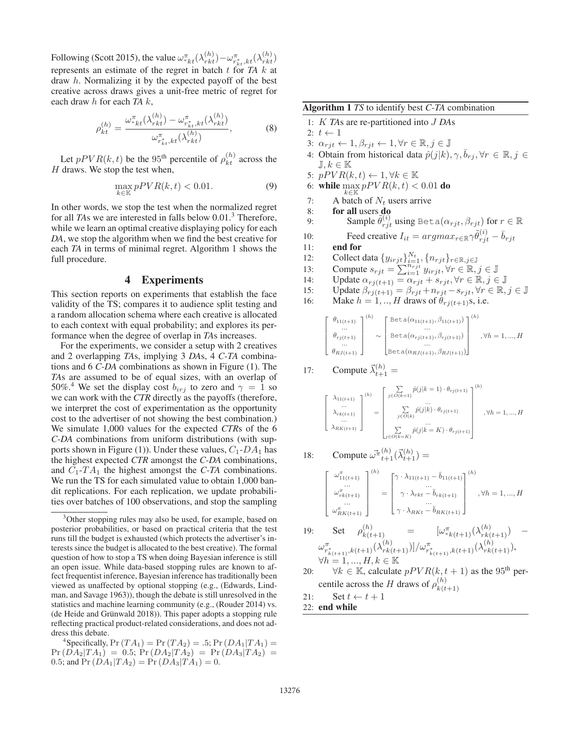Following (Scott 2015), the value $\omega^{\pi}_{*kt}(\lambda^{(h)}_{rkt}) - \omega^{\pi}_{r^*_{kt},kt}(\lambda^{(h)}_{rkt})$ represents an estimate of the regret in batch $t$ for *TA* $k$ at draw $h$. Normalizing it by the expected payoff of the best creative across draws gives a unit-free metric of regret for each draw $h$ for each *TA* $k$,

$$\rho^{(h)}_{kt} = \frac{\omega^{\pi}_{*kt}(\lambda^{(h)}_{rkt}) - \omega^{\pi}_{r^*_{kt},kt}(\lambda^{(h)}_{rkt})}{\omega^{\pi}_{r^*_{kt},kt}(\lambda^{(h)}_{rkt})}, \tag{8}$$

Let $pPVR(k,t)$ be the 95$^{\text{th}}$ percentile of $\rho^{(h)}_{kt}$ across the $H$ draws. We stop the test when,

$$\max_{k \in \mathbb{K}} pPVR(k,t) < 0.01. \tag{9}$$

In other words, we stop the test when the normalized regret for all *TA*s we are interested in falls below 0.01.[3] Therefore, while we learn an optimal creative displaying policy for each *DA*, we stop the algorithm when we find the best creative for each *TA* in terms of minimal regret. Algorithm 1 shows the full procedure.

## 4 Experiments

This section reports on experiments that establish the face validity of the TS; compares it to audience split testing and a random allocation schema where each creative is allocated to each context with equal probability; and explores its performance when the degree of overlap in *TA*s increases.

For the experiments, we consider a setup with 2 creatives and 2 overlapping *TA*s, implying 3 *DA*s, 4 *C-TA* combinations and 6 *C-DA* combinations as shown in Figure (1). The *TA*s are assumed to be of equal sizes, with an overlap of 50%.[4] We set the display cost $b_{irj}$ to zero and $\gamma = 1$ so we can work with the *CTR* directly as the payoffs (therefore, we interpret the cost of experimentation as the opportunity cost to the advertiser of not showing the best combination.) We simulate 1,000 values for the expected *CTR*s of the 6 *C-DA* combinations from uniform distributions (with supports shown in Figure (1)). Under these values, $C_1$-$DA_1$ has the highest expected *CTR* amongst the *C-DA* combinations, and $C_1$-$TA_1$ the highest amongst the *C-TA* combinations. We run the TS for each simulated value to obtain 1,000 bandit replications. For each replication, we update probabilities over batches of 100 observations, and stop the sampling

**Algorithm 1** *TS* to identify best *C-TA* combination

1: $K$ *TA*s are re-partitioned into $J$ *DA*s
2: $t \leftarrow 1$
3: $\alpha_{rjt} \leftarrow 1, \beta_{rjt} \leftarrow 1, \forall r \in \mathbb{R}, j \in \mathbb{J}$
4: Obtain from historical data $\hat{p}(j|k), \gamma, \bar{b}_{rj}, \forall r \in \mathbb{R}, j \in \mathbb{J}, k \in \mathbb{K}$
5: $pPVR(k,t) \leftarrow 1, \forall k \in \mathbb{K}$
6: **while** $\max_{k \in \mathbb{K}} pPVR(k,t) < 0.01$ **do**
7: &nbsp;&nbsp;&nbsp;A batch of $N_t$ users arrive
8: &nbsp;&nbsp;&nbsp;**for all** users **do**
9: &nbsp;&nbsp;&nbsp;&nbsp;&nbsp;&nbsp;Sample $\tilde{\theta}^{(i)}_{rjt}$ using $\texttt{Beta}(\alpha_{rjt}, \beta_{rjt})$ for $r \in \mathbb{R}$
10: &nbsp;&nbsp;&nbsp;&nbsp;&nbsp;&nbsp;Feed creative $I_{it} = argmax_{r \in \mathbb{R}} \gamma \tilde{\theta}^{(i)}_{rjt} - \bar{b}_{rjt}$
11: &nbsp;&nbsp;&nbsp;**end for**
12: &nbsp;&nbsp;&nbsp;Collect data $\{y_{irjt}\}_{i=1}^{N_t}, \{n_{rjt}\}_{r \in \mathbb{R}, j \in \mathbb{J}}$
13: &nbsp;&nbsp;&nbsp;Compute $s_{rjt} = \sum_{i=1}^{n_{rjt}} y_{irjt}, \forall r \in \mathbb{R}, j \in \mathbb{J}$
14: &nbsp;&nbsp;&nbsp;Update $\alpha_{rj(t+1)} = \alpha_{rjt} + s_{rjt}, \forall r \in \mathbb{R}, j \in \mathbb{J}$
15: &nbsp;&nbsp;&nbsp;Update $\beta_{rj(t+1)} = \beta_{rjt} + n_{rjt} - s_{rjt}, \forall r \in \mathbb{R}, j \in \mathbb{J}$
16: &nbsp;&nbsp;&nbsp;Make $h = 1, .., H$ draws of $\theta_{rj(t+1)}$s, i.e.

$$\begin{bmatrix} \theta_{11(t+1)} \\ \cdots \\ \theta_{rj(t+1)} \\ \cdots \\ \theta_{RJ(t+1)} \end{bmatrix}^{(h)} \sim \begin{bmatrix} \texttt{Beta}(\alpha_{11(t+1)}, \beta_{11(t+1)}) \\ \cdots \\ \texttt{Beta}(\alpha_{rj(t+1)}, \beta_{rj(t+1)}) \\ \cdots \\ \texttt{Beta}(\alpha_{RJ(t+1)}, \beta_{RJ(t+1)}) \end{bmatrix}^{(h)}, \forall h = 1, ..., H$$

17: &nbsp;&nbsp;&nbsp;Compute $\vec{\lambda}^{(h)}_{t+1} =$

$$\begin{bmatrix} \lambda_{11(t+1)} \\ \cdots \\ \lambda_{rk(t+1)} \\ \cdots \\ \lambda_{RK(t+1)} \end{bmatrix}^{(h)} = \begin{bmatrix} \sum_{j \in O(k=1)} \hat{p}(j|k=1) \cdot \theta_{rj(t+1)} \\ \cdots \\ \sum_{j \in O(k)} \hat{p}(j|k) \cdot \theta_{rj(t+1)} \\ \cdots \\ \sum_{j \in O(k=K)} \hat{p}(j|k=K) \cdot \theta_{rj(t+1)} \end{bmatrix}^{(h)}, \forall h = 1, ..., H$$

18: &nbsp;&nbsp;&nbsp;Compute $\vec{\omega^{\pi}}^{(h)}_{t+1}(\vec{\lambda}^{(h)}_{t+1}) =$

$$\begin{bmatrix} \omega^{\pi}_{11(t+1)} \\ \cdots \\ \omega^{\pi}_{rk(t+1)} \\ \cdots \\ \omega^{\pi}_{RK(t+1)} \end{bmatrix}^{(h)} = \begin{bmatrix} \gamma \cdot \lambda_{11(t+1)} - \bar{b}_{11(t+1)} \\ \cdots \\ \gamma \cdot \lambda_{rkt} - \bar{b}_{rk(t+1)} \\ \cdots \\ \gamma \cdot \lambda_{RKt} - \bar{b}_{RK(t+1)} \end{bmatrix}^{(h)}, \forall h = 1, ..., H$$

19: &nbsp;&nbsp;&nbsp;Set $\rho^{(h)}_{k(t+1)} = [\omega^{\pi}_{*k(t+1)}(\lambda^{(h)}_{rk(t+1)}) - \omega^{\pi}_{r^*_{k(t+1)},k(t+1)}(\lambda^{(h)}_{rk(t+1)})]/\omega^{\pi}_{r^*_{k(t+1)},k(t+1)}(\lambda^{(h)}_{rk(t+1)})$, $\forall h = 1, ..., H, k \in \mathbb{K}$
20: &nbsp;&nbsp;&nbsp;$\forall k \in \mathbb{K}$, calculate $pPVR(k, t+1)$ as the 95$^{\text{th}}$ percentile across the $H$ draws of $\rho^{(h)}_{k(t+1)}$
21: &nbsp;&nbsp;&nbsp;Set $t \leftarrow t + 1$
22: **end while**

---

[3] Other stopping rules may also be used, for example, based on posterior probabilities, or based on practical criteria that the test runs till the budget is exhausted (which protects the advertiser's interests since the budget is allocated to the best creative). The formal question of how to stop a TS when doing Bayesian inference is still an open issue. While data-based stopping rules are known to affect frequentist inference, Bayesian inference has traditionally been viewed as unaffected by optional stopping (e.g., (Edwards, Lindman, and Savage 1963)), though the debate is still unresolved in the statistics and machine learning community (e.g., (Rouder 2014) vs. (de Heide and Grünwald 2018)). This paper adopts a stopping rule reflecting practical product-related considerations, and does not address this debate.

[4] Specifically, $\Pr(TA_1) = \Pr(TA_2) = .5$; $\Pr(DA_1|TA_1) = \Pr(DA_2|TA_1) = 0.5$; $\Pr(DA_2|TA_2) = \Pr(DA_3|TA_2) = 0.5$; and $\Pr(DA_1|TA_2) = \Pr(DA_3|TA_1) = 0$.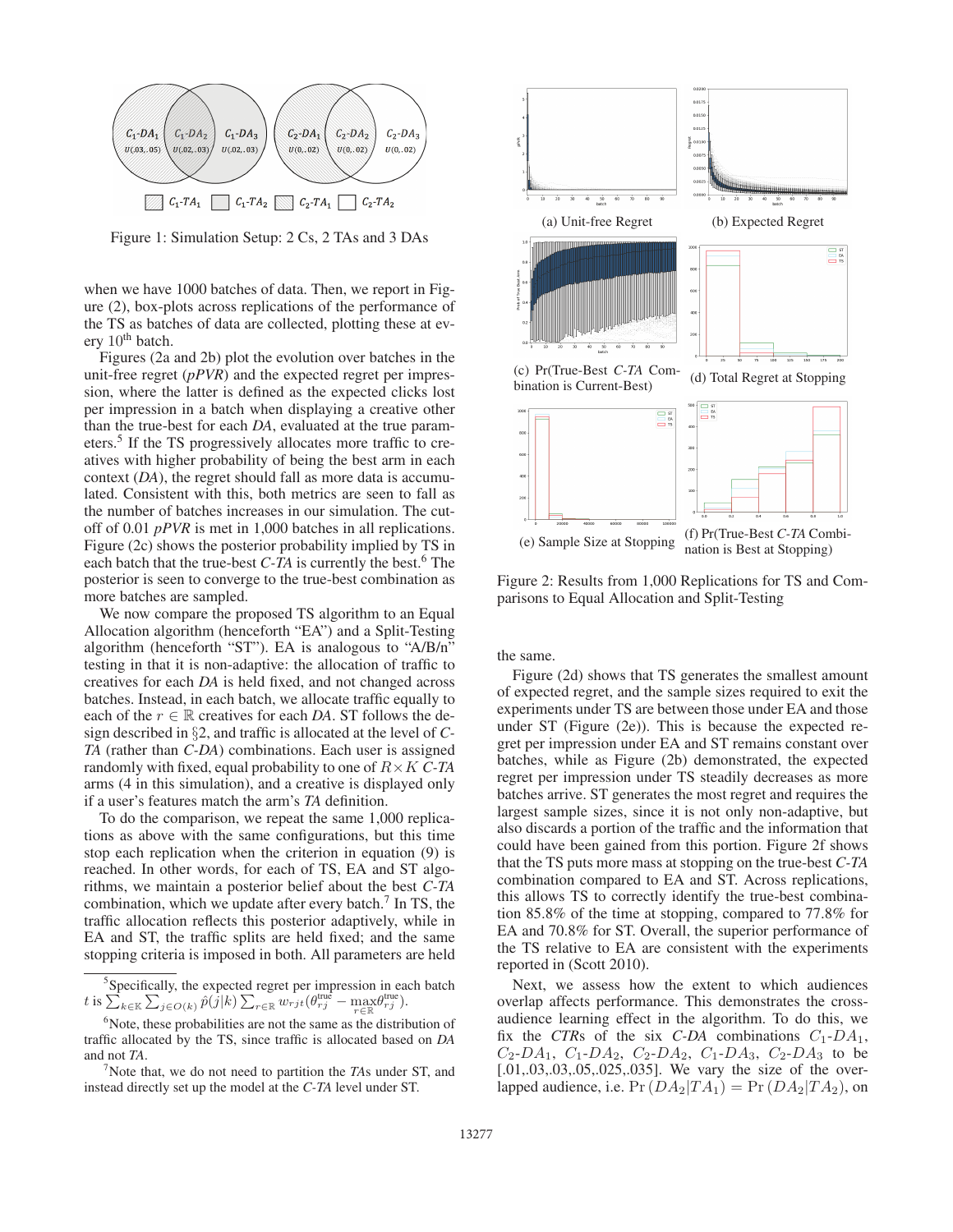Figure 1: Simulation Setup: 2 Cs, 2 TAs and 3 DAs

when we have 1000 batches of data. Then, we report in Figure (2), box-plots across replications of the performance of the TS as batches of data are collected, plotting these at every $10^{\text{th}}$ batch.

Figures (2a and 2b) plot the evolution over batches in the unit-free regret (*pPVR*) and the expected regret per impression, where the latter is defined as the expected clicks lost per impression in a batch when displaying a creative other than the true-best for each *DA*, evaluated at the true parameters.[5] If the TS progressively allocates more traffic to creatives with higher probability of being the best arm in each context (*DA*), the regret should fall as more data is accumulated. Consistent with this, both metrics are seen to fall as the number of batches increases in our simulation. The cutoff of 0.01 *pPVR* is met in 1,000 batches in all replications. Figure (2c) shows the posterior probability implied by TS in each batch that the true-best *C-TA* is currently the best.[6] The posterior is seen to converge to the true-best combination as more batches are sampled.

We now compare the proposed TS algorithm to an Equal Allocation algorithm (henceforth "EA") and a Split-Testing algorithm (henceforth "ST"). EA is analogous to "A/B/n" testing in that it is non-adaptive: the allocation of traffic to creatives for each *DA* is held fixed, and not changed across batches. Instead, in each batch, we allocate traffic equally to each of the $r \in \mathbb{R}$ creatives for each *DA*. ST follows the design described in §2, and traffic is allocated at the level of *C-TA* (rather than *C-DA*) combinations. Each user is assigned randomly with fixed, equal probability to one of $R \times K$ *C-TA* arms (4 in this simulation), and a creative is displayed only if a user's features match the arm's *TA* definition.

To do the comparison, we repeat the same 1,000 replications as above with the same configurations, but this time stop each replication when the criterion in equation (9) is reached. In other words, for each of TS, EA and ST algorithms, we maintain a posterior belief about the best *C-TA* combination, which we update after every batch.[7] In TS, the traffic allocation reflects this posterior adaptively, while in EA and ST, the traffic splits are held fixed; and the same stopping criteria is imposed in both. All parameters are held the same.

Figure (2d) shows that TS generates the smallest amount of expected regret, and the sample sizes required to exit the experiments under TS are between those under EA and those under ST (Figure (2e)). This is because the expected regret per impression under EA and ST remains constant over batches, while as Figure (2b) demonstrated, the expected regret per impression under TS steadily decreases as more batches arrive. ST generates the most regret and requires the largest sample sizes, since it is not only non-adaptive, but also discards a portion of the traffic and the information that could have been gained from this portion. Figure 2f shows that the TS puts more mass at stopping on the true-best *C-TA* combination compared to EA and ST. Across replications, this allows TS to correctly identify the true-best combination 85.8% of the time at stopping, compared to 77.8% for EA and 70.8% for ST. Overall, the superior performance of the TS relative to EA are consistent with the experiments reported in (Scott 2010).

Next, we assess how the extent to which audiences overlap affects performance. This demonstrates the cross-audience learning effect in the algorithm. To do this, we fix the *CTR*s of the six *C-DA* combinations $C_1$-$DA_1$, $C_2$-$DA_1$, $C_1$-$DA_2$, $C_2$-$DA_2$, $C_1$-$DA_3$, $C_2$-$DA_3$ to be [.01,.03,.03,.05,.025,.035]. We vary the size of the overlapped audience, i.e. $\Pr(DA_2|TA_1) = \Pr(DA_2|TA_2)$, on

(a) Unit-free Regret

(b) Expected Regret

(c) Pr(True-Best *C-TA* Combination is Current-Best)

(d) Total Regret at Stopping

(e) Sample Size at Stopping

(f) Pr(True-Best *C-TA* Combination is Best at Stopping)

Figure 2: Results from 1,000 Replications for TS and Comparisons to Equal Allocation and Split-Testing

[5] Specifically, the expected regret per impression in each batch $t$ is $\sum_{k \in \mathbb{K}} \sum_{j \in O(k)} \hat{p}(j|k) \sum_{r \in \mathbb{R}} w_{rjt}(\theta_{rj}^{\text{true}} - \max_{r \in \mathbb{R}} \theta_{rj}^{\text{true}})$.

[6] Note, these probabilities are not the same as the distribution of traffic allocated by the TS, since traffic is allocated based on *DA* and not *TA*.

[7] Note that, we do not need to partition the *TA*s under ST, and instead directly set up the model at the *C-TA* level under ST.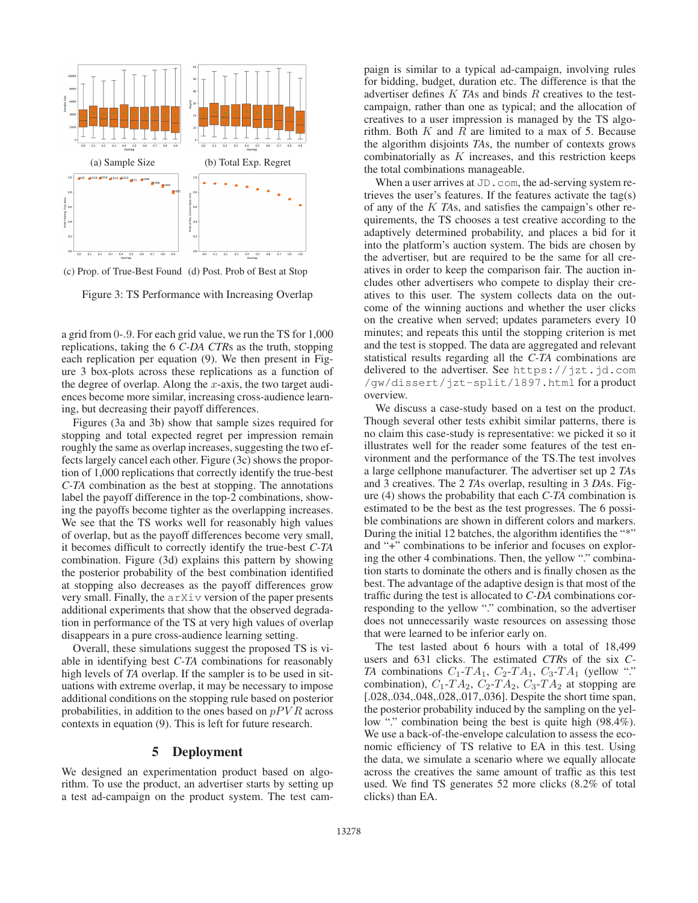(a) Sample Size

(b) Total Exp. Regret

(c) Prop. of True-Best Found

(d) Post. Prob of Best at Stop

Figure 3: TS Performance with Increasing Overlap

a grid from 0-.9. For each grid value, we run the TS for 1,000 replications, taking the 6 *C-DA CTR*s as the truth, stopping each replication per equation (9). We then present in Figure 3 box-plots across these replications as a function of the degree of overlap. Along the $x$-axis, the two target audiences become more similar, increasing cross-audience learning, but decreasing their payoff differences.

Figures (3a and 3b) show that sample sizes required for stopping and total expected regret per impression remain roughly the same as overlap increases, suggesting the two effects largely cancel each other. Figure (3c) shows the proportion of 1,000 replications that correctly identify the true-best *C-TA* combination as the best at stopping. The annotations label the payoff difference in the top-2 combinations, showing the payoffs become tighter as the overlapping increases. We see that the TS works well for reasonably high values of overlap, but as the payoff differences become very small, it becomes difficult to correctly identify the true-best *C-TA* combination. Figure (3d) explains this pattern by showing the posterior probability of the best combination identified at stopping also decreases as the payoff differences grow very small. Finally, the arXiv version of the paper presents additional experiments that show that the observed degradation in performance of the TS at very high values of overlap disappears in a pure cross-audience learning setting.

Overall, these simulations suggest the proposed TS is viable in identifying best *C-TA* combinations for reasonably high levels of *TA* overlap. If the sampler is to be used in situations with extreme overlap, it may be necessary to impose additional conditions on the stopping rule based on posterior probabilities, in addition to the ones based on $pPVR$ across contexts in equation (9). This is left for future research.

## 5 Deployment

We designed an experimentation product based on algorithm. To use the product, an advertiser starts by setting up a test ad-campaign on the product system. The test campaign is similar to a typical ad-campaign, involving rules for bidding, budget, duration etc. The difference is that the advertiser defines $K$ *TA*s and binds $R$ creatives to the test-campaign, rather than one as typical; and the allocation of creatives to a user impression is managed by the TS algorithm. Both $K$ and $R$ are limited to a max of 5. Because the algorithm disjoints *TA*s, the number of contexts grows combinatorially as $K$ increases, and this restriction keeps the total combinations manageable.

When a user arrives at JD.com, the ad-serving system retrieves the user's features. If the features activate the tag(s) of any of the $K$ *TA*s, and satisfies the campaign's other requirements, the TS chooses a test creative according to the adaptively determined probability, and places a bid for it into the platform's auction system. The bids are chosen by the advertiser, but are required to be the same for all creatives in order to keep the comparison fair. The auction includes other advertisers who compete to display their creatives to this user. The system collects data on the outcome of the winning auctions and whether the user clicks on the creative when served; updates parameters every 10 minutes; and repeats this until the stopping criterion is met and the test is stopped. The data are aggregated and relevant statistical results regarding all the *C-TA* combinations are delivered to the advertiser. See https://jzt.jd.com/gw/dissert/jzt-split/1897.html for a product overview.

We discuss a case-study based on a test on the product. Though several other tests exhibit similar patterns, there is no claim this case-study is representative: we picked it so it illustrates well for the reader some features of the test environment and the performance of the TS. The test involves a large cellphone manufacturer. The advertiser set up 2 *TA*s and 3 creatives. The 2 *TA*s overlap, resulting in 3 *DA*s. Figure (4) shows the probability that each *C-TA* combination is estimated to be the best as the test progresses. The 6 possible combinations are shown in different colors and markers. During the initial 12 batches, the algorithm identifies the "*" and "+" combinations to be inferior and focuses on exploring the other 4 combinations. Then, the yellow "." combination starts to dominate the others and is finally chosen as the best. The advantage of the adaptive design is that most of the traffic during the test is allocated to *C-DA* combinations corresponding to the yellow "." combination, so the advertiser does not unnecessarily waste resources on assessing those that were learned to be inferior early on.

The test lasted about 6 hours with a total of 18,499 users and 631 clicks. The estimated *CTR*s of the six *C-TA* combinations $C_1$-$TA_1$, $C_2$-$TA_1$, $C_3$-$TA_1$ (yellow "." combination), $C_1$-$TA_2$, $C_2$-$TA_2$, $C_3$-$TA_2$ at stopping are [.028,.034,.048,.028,.017,.036]. Despite the short time span, the posterior probability induced by the sampling on the yellow "." combination being the best is quite high (98.4%). We use a back-of-the-envelope calculation to assess the economic efficiency of TS relative to EA in this test. Using the data, we simulate a scenario where we equally allocate across the creatives the same amount of traffic as this test used. We find TS generates 52 more clicks (8.2% of total clicks) than EA.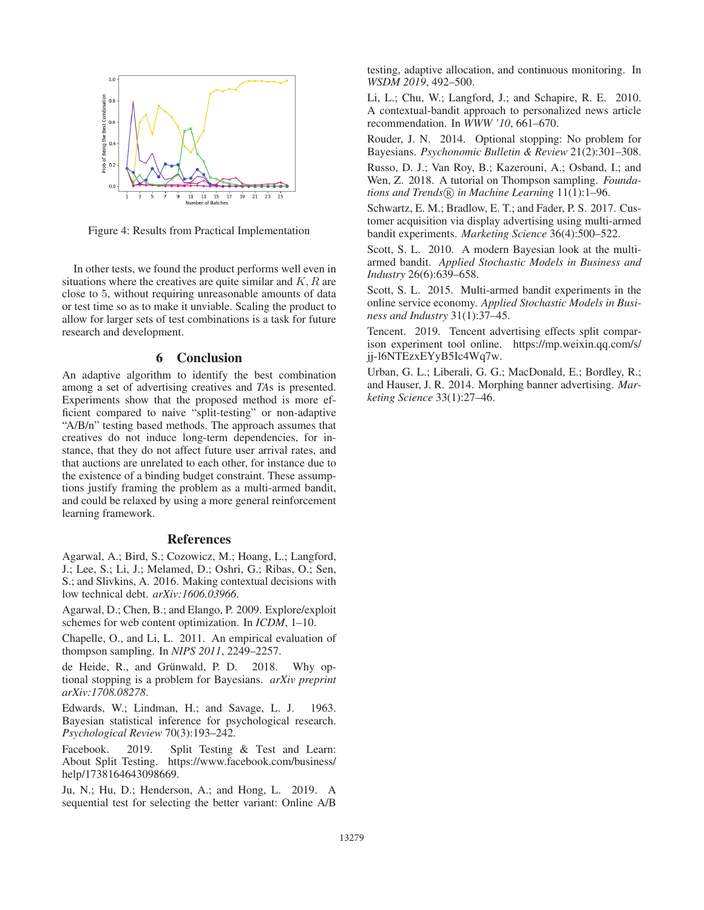1.0
0.8
0.6
0.4
0.2
0.0
Prob of Being the Best Combination
1 3 5 7 9 11 13 15 17 19 21 23 25
Number of Batches

Figure 4: Results from Practical Implementation

In other tests, we found the product performs well even in situations where the creatives are quite similar and $K$, $R$ are close to 5, without requiring unreasonable amounts of data or test time so as to make it unviable. Scaling the product to allow for larger sets of test combinations is a task for future research and development.

## 6 Conclusion

An adaptive algorithm to identify the best combination among a set of advertising creatives and *TA*s is presented. Experiments show that the proposed method is more efficient compared to naive "split-testing" or non-adaptive "A/B/n" testing based methods. The approach assumes that creatives do not induce long-term dependencies, for instance, that they do not affect future user arrival rates, and that auctions are unrelated to each other, for instance due to the existence of a binding budget constraint. These assumptions justify framing the problem as a multi-armed bandit, and could be relaxed by using a more general reinforcement learning framework.

## References

Agarwal, A.; Bird, S.; Cozowicz, M.; Hoang, L.; Langford, J.; Lee, S.; Li, J.; Melamed, D.; Oshri, G.; Ribas, O.; Sen, S.; and Slivkins, A. 2016. Making contextual decisions with low technical debt. *arXiv:1606.03966*.

Agarwal, D.; Chen, B.; and Elango, P. 2009. Explore/exploit schemes for web content optimization. In *ICDM*, 1–10.

Chapelle, O., and Li, L. 2011. An empirical evaluation of thompson sampling. In *NIPS 2011*, 2249–2257.

de Heide, R., and Grünwald, P. D. 2018. Why optional stopping is a problem for Bayesians. *arXiv preprint arXiv:1708.08278*.

Edwards, W.; Lindman, H.; and Savage, L. J. 1963. Bayesian statistical inference for psychological research. *Psychological Review* 70(3):193–242.

Facebook. 2019. Split Testing & Test and Learn: About Split Testing. https://www.facebook.com/business/help/1738164643098669.

Ju, N.; Hu, D.; Henderson, A.; and Hong, L. 2019. A sequential test for selecting the better variant: Online A/B testing, adaptive allocation, and continuous monitoring. In *WSDM 2019*, 492–500.

Li, L.; Chu, W.; Langford, J.; and Schapire, R. E. 2010. A contextual-bandit approach to personalized news article recommendation. In *WWW '10*, 661–670.

Rouder, J. N. 2014. Optional stopping: No problem for Bayesians. *Psychonomic Bulletin & Review* 21(2):301–308.

Russo, D. J.; Van Roy, B.; Kazerouni, A.; Osband, I.; and Wen, Z. 2018. A tutorial on Thompson sampling. *Foundations and Trends® in Machine Learning* 11(1):1–96.

Schwartz, E. M.; Bradlow, E. T.; and Fader, P. S. 2017. Customer acquisition via display advertising using multi-armed bandit experiments. *Marketing Science* 36(4):500–522.

Scott, S. L. 2010. A modern Bayesian look at the multi-armed bandit. *Applied Stochastic Models in Business and Industry* 26(6):639–658.

Scott, S. L. 2015. Multi-armed bandit experiments in the online service economy. *Applied Stochastic Models in Business and Industry* 31(1):37–45.

Tencent. 2019. Tencent advertising effects split comparison experiment tool online. https://mp.weixin.qq.com/s/jj-l6NTEzxEYyB5Ic4Wq7w.

Urban, G. L.; Liberali, G. G.; MacDonald, E.; Bordley, R.; and Hauser, J. R. 2014. Morphing banner advertising. *Marketing Science* 33(1):27–46.